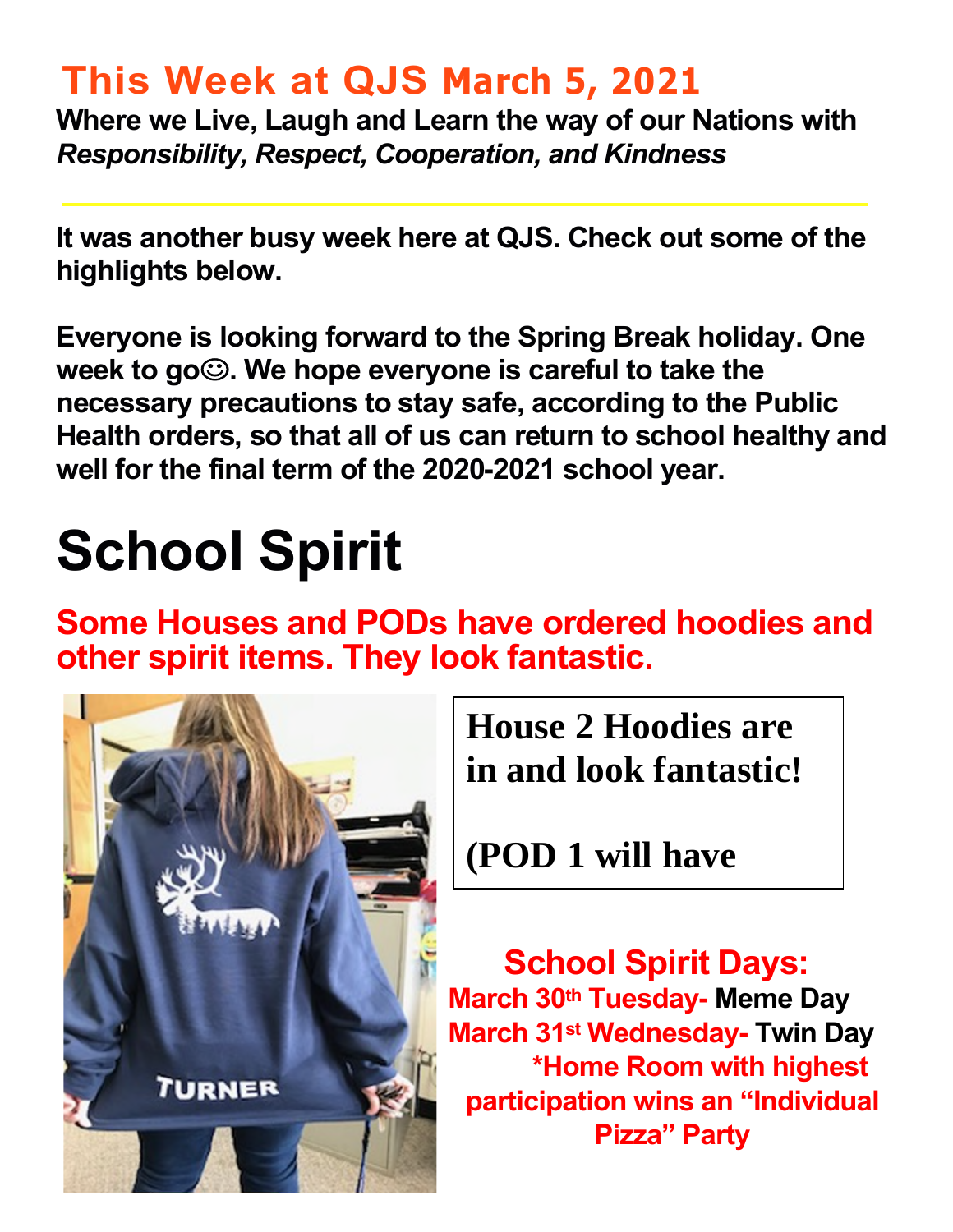# This Week at QJS March 5, 2021

**Where we Live, Laugh and Learn the way of our Nations with *Responsibility, Respect, Cooperation, and Kindness***

---

**It was another busy week here at QJS. Check out some of the highlights below.**

**Everyone is looking forward to the Spring Break holiday. One week to go☺. We hope everyone is careful to take the necessary precautions to stay safe, according to the Public Health orders, so that all of us can return to school healthy and well for the final term of the 2020-2021 school year.**

# School Spirit

**Some Houses and PODs have ordered hoodies and other spirit items. They look fantastic.**

**House 2 Hoodies are in and look fantastic!**

**(POD 1 will have**

## School Spirit Days:

**March 30th Tuesday- Meme Day**
**March 31st Wednesday- Twin Day**
***Home Room with highest participation wins an "Individual Pizza" Party**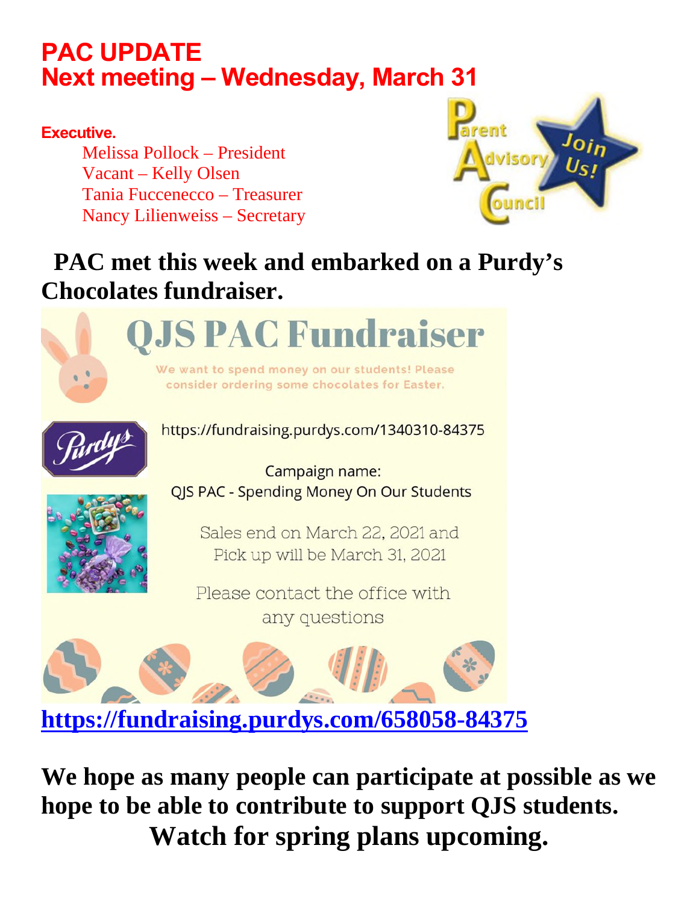# PAC UPDATE
# Next meeting – Wednesday, March 31

**Executive.**

Melissa Pollock – President
Vacant – Kelly Olsen
Tania Fuccenecco – Treasurer
Nancy Lilienweiss – Secretary

Parent Advisory Council — Join Us!

**PAC met this week and embarked on a Purdy's Chocolates fundraiser.**

## QJS PAC Fundraiser

We want to spend money on our students! Please consider ordering some chocolates for Easter.

Purdys

https://fundraising.purdys.com/1340310-84375

Campaign name:
QJS PAC - Spending Money On Our Students

Sales end on March 22, 2021 and
Pick up will be March 31, 2021

Please contact the office with any questions

**https://fundraising.purdys.com/658058-84375**

**We hope as many people can participate at possible as we hope to be able to contribute to support QJS students.**

**Watch for spring plans upcoming.**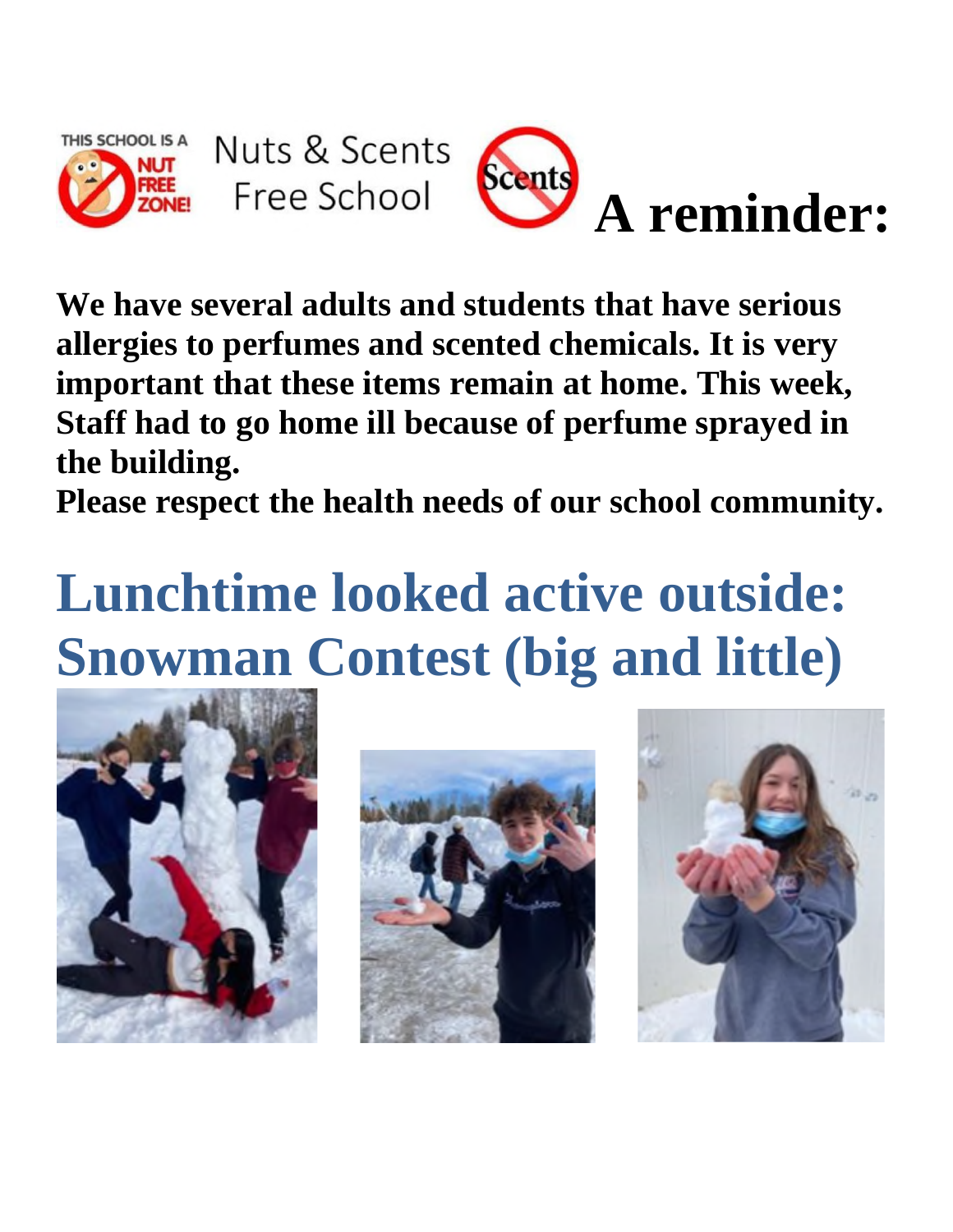Nuts & Scents Free School

# A reminder:

**We have several adults and students that have serious allergies to perfumes and scented chemicals. It is very important that these items remain at home. This week, Staff had to go home ill because of perfume sprayed in the building.**

**Please respect the health needs of our school community.**

# Lunchtime looked active outside: Snowman Contest (big and little)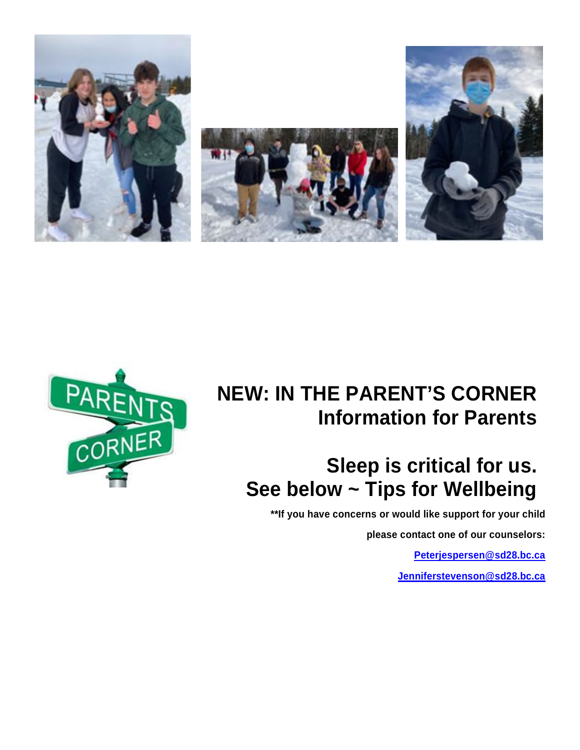# NEW: IN THE PARENT'S CORNER
## Information for Parents

## Sleep is critical for us.
## See below ~ Tips for Wellbeing

**\*\*If you have concerns or would like support for your child please contact one of our counselors:**

**Peterjespersen@sd28.bc.ca**

**Jenniferstevenson@sd28.bc.ca**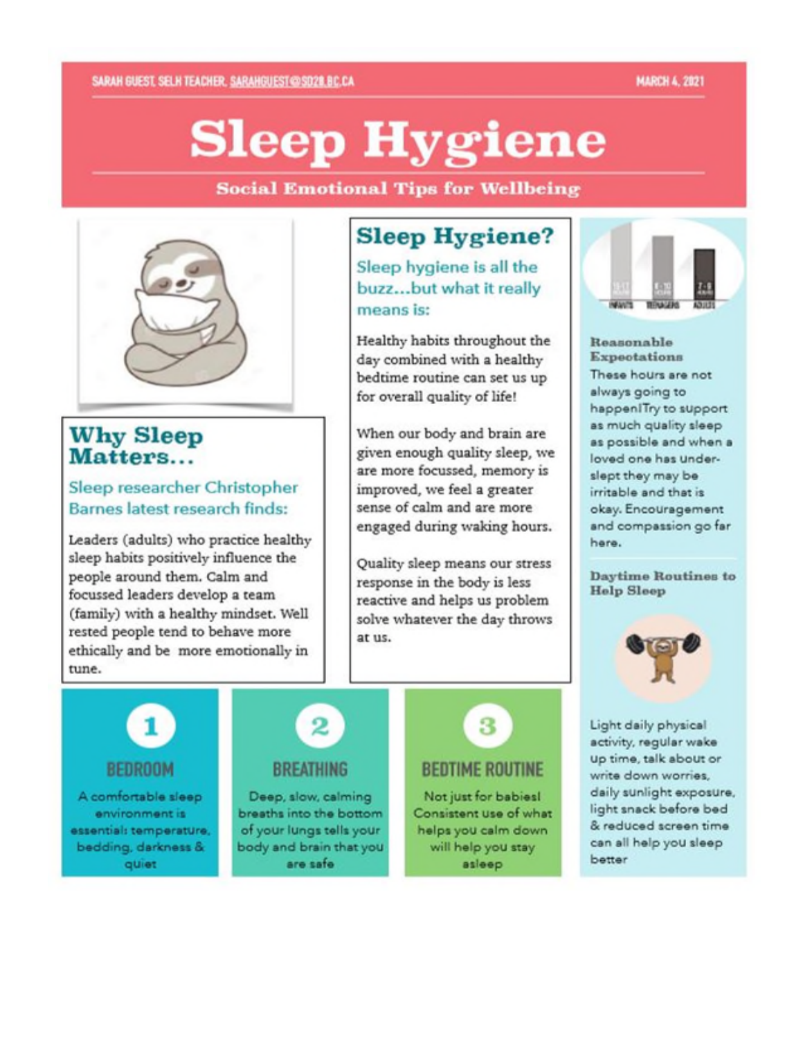SARAH GUEST, SELH TEACHER, SARAHGUEST@SD28.BC.CA

MARCH 4, 2021

# Sleep Hygiene

**Social Emotional Tips for Wellbeing**

## Why Sleep Matters...

### Sleep researcher Christopher Barnes latest research finds:

Leaders (adults) who practice healthy sleep habits positively influence the people around them. Calm and focussed leaders develop a team (family) with a healthy mindset. Well rested people tend to behave more ethically and be more emotionally in tune.

## Sleep Hygiene?

### Sleep hygiene is all the buzz...but what it really means is:

Healthy habits throughout the day combined with a healthy bedtime routine can set us up for overall quality of life!

When our body and brain are given enough quality sleep, we are more focussed, memory is improved, we feel a greater sense of calm and are more engaged during waking hours.

Quality sleep means our stress response in the body is less reactive and helps us problem solve whatever the day throws at us.

INFANTS 15-17 HOURS | TEENAGERS 8-10 HOURS | ADULTS 7-9 HOURS

**Reasonable Expectations**

These hours are not always going to happen! Try to support as much quality sleep as possible and when a loved one has under-slept they may be irritable and that is okay. Encouragement and compassion go far here.

**Daytime Routines to Help Sleep**

Light daily physical activity, regular wake up time, talk about or write down worries, daily sunlight exposure, light snack before bed & reduced screen time can all help you sleep better

### 1 BEDROOM

A comfortable sleep environment is essential: temperature, bedding, darkness & quiet

### 2 BREATHING

Deep, slow, calming breaths into the bottom of your lungs tells your body and brain that you are safe

### 3 BEDTIME ROUTINE

Not just for babies! Consistent use of what helps you calm down will help you stay asleep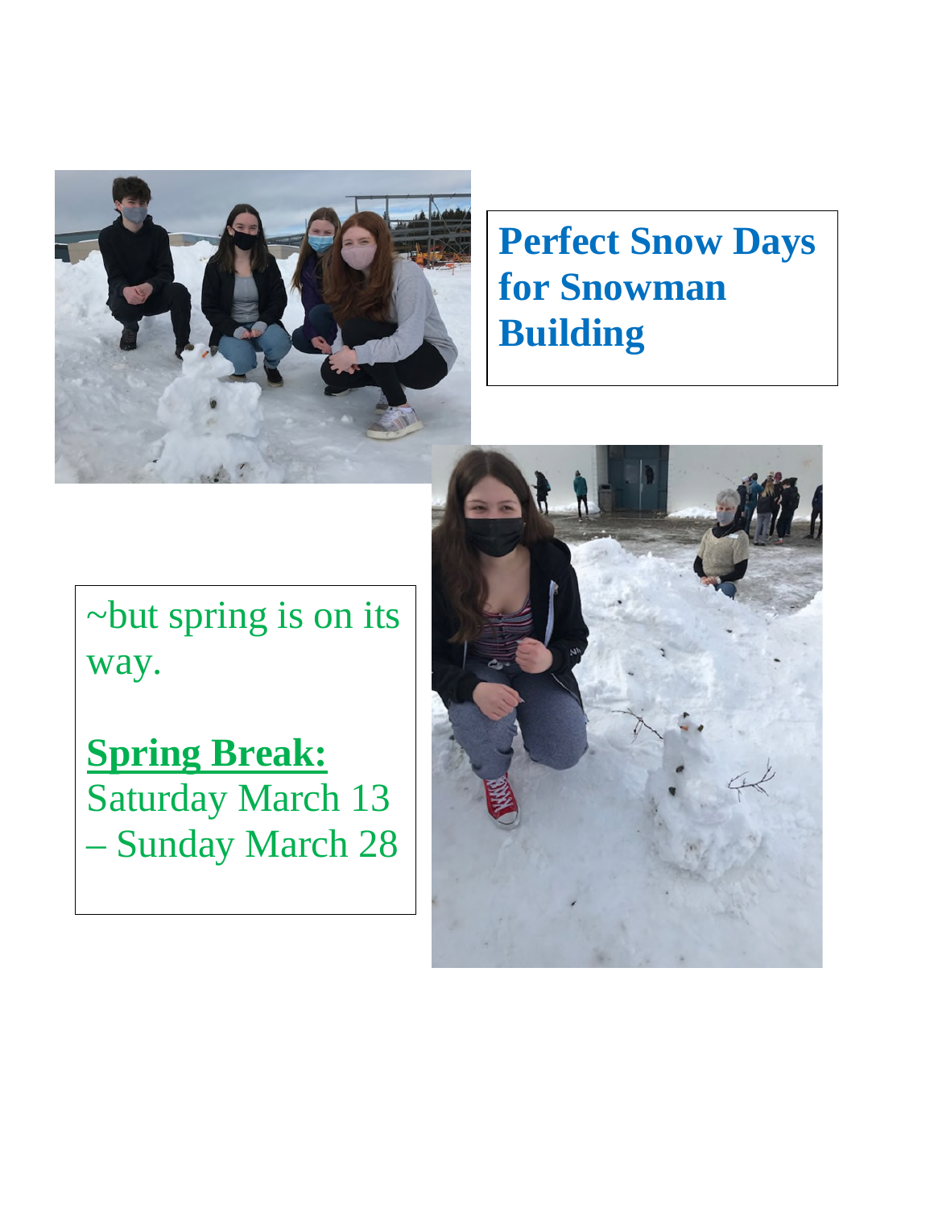## Perfect Snow Days for Snowman Building

~but spring is on its way.

**Spring Break:**
Saturday March 13 – Sunday March 28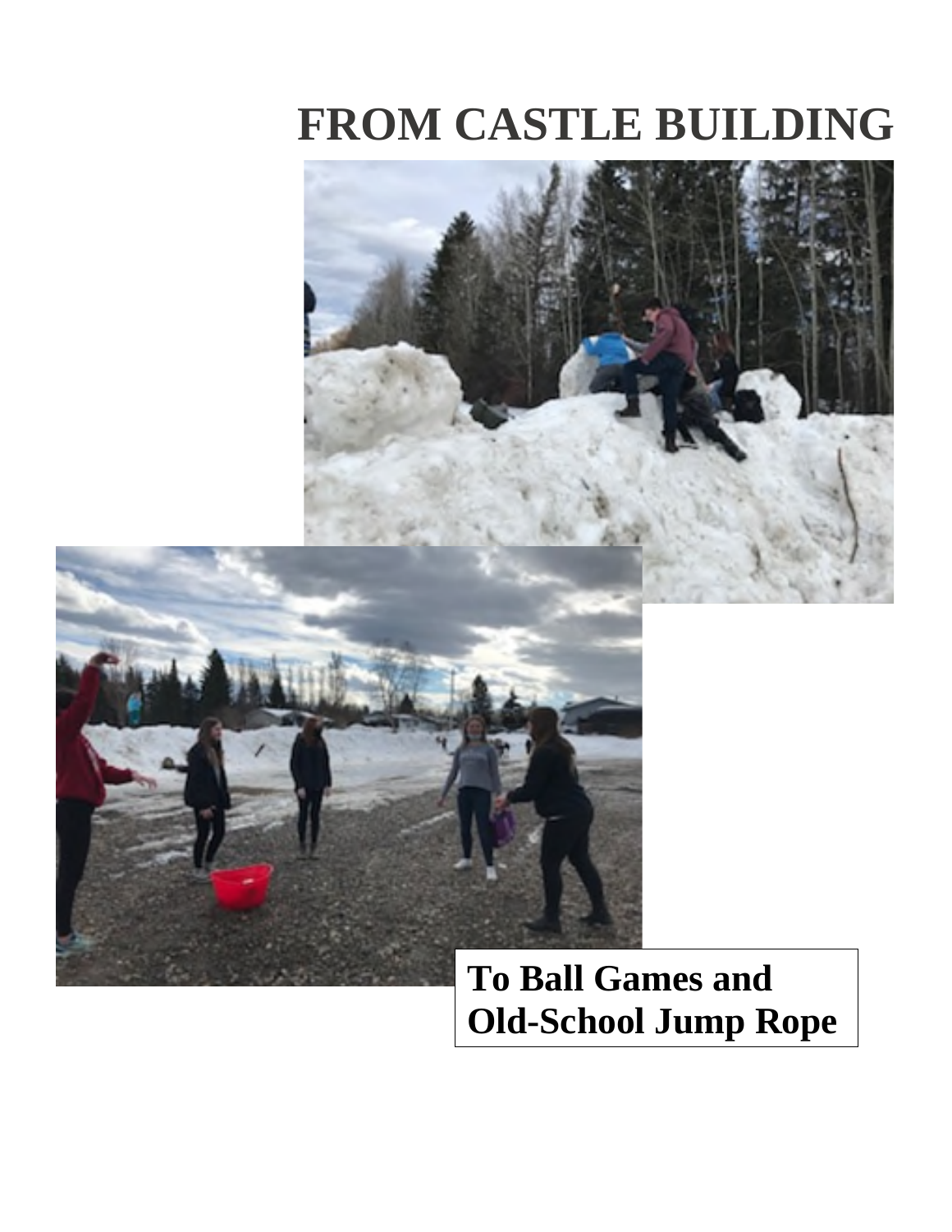# FROM CASTLE BUILDING

**To Ball Games and Old-School Jump Rope**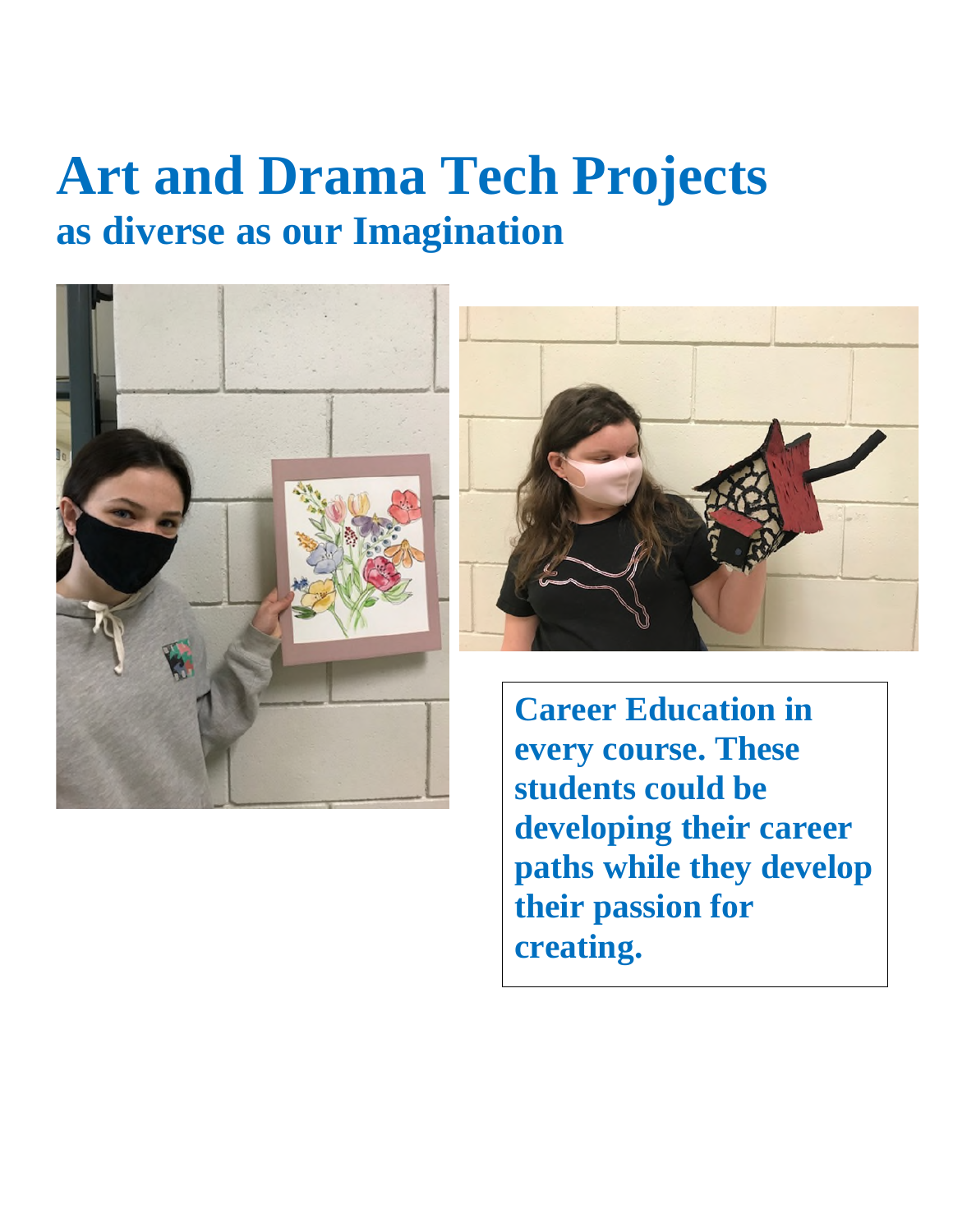# Art and Drama Tech Projects

## as diverse as our Imagination

**Career Education in every course. These students could be developing their career paths while they develop their passion for creating.**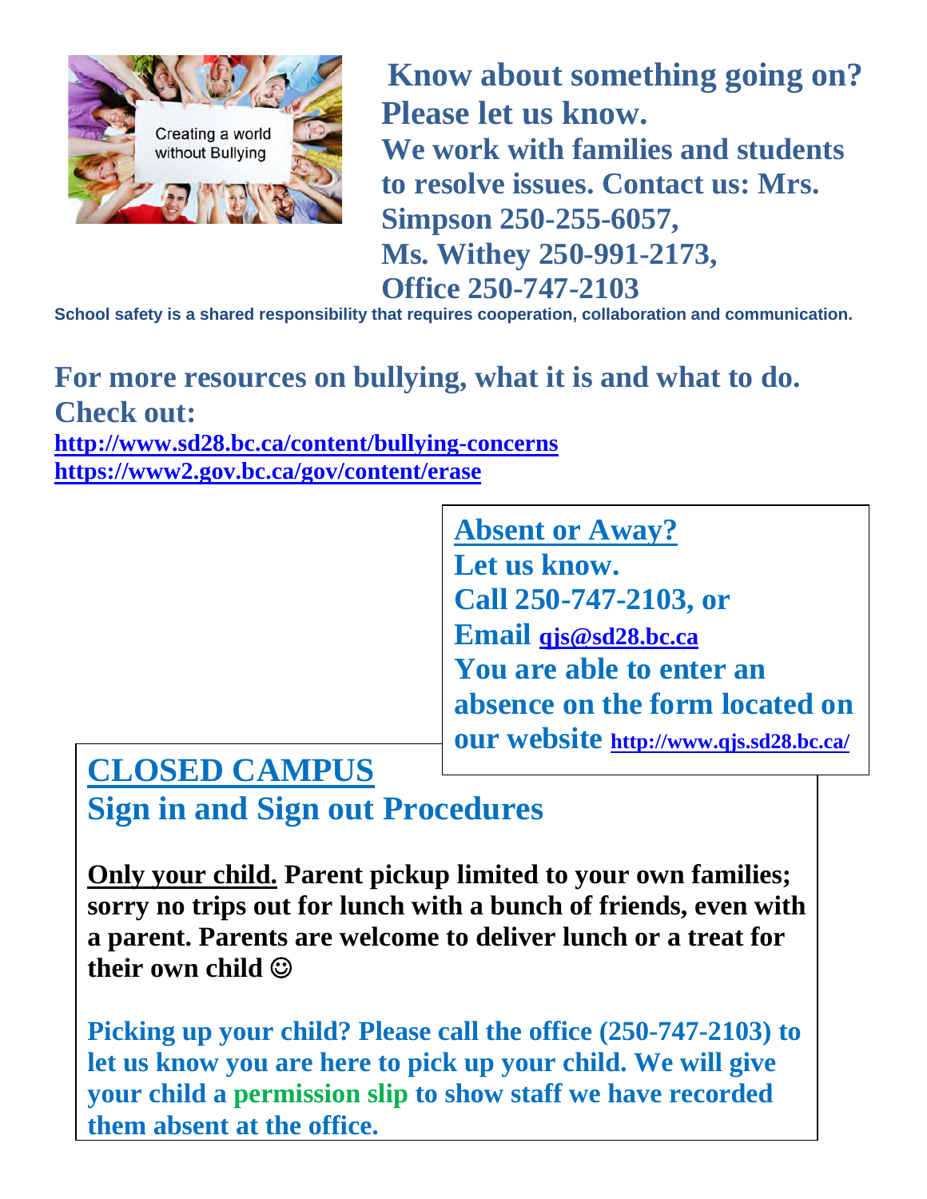**Know about something going on? Please let us know.**
**We work with families and students to resolve issues. Contact us: Mrs. Simpson 250-255-6057,**
**Ms. Withey 250-991-2173,**
**Office 250-747-2103**

**School safety is a shared responsibility that requires cooperation, collaboration and communication.**

**For more resources on bullying, what it is and what to do. Check out:**
**http://www.sd28.bc.ca/content/bullying-concerns**
**https://www2.gov.bc.ca/gov/content/erase**

## Absent or Away?

**Let us know.**
**Call 250-747-2103, or**
**Email qjs@sd28.bc.ca**
**You are able to enter an absence on the form located on our website http://www.qjs.sd28.bc.ca/**

## CLOSED CAMPUS
## Sign in and Sign out Procedures

**Only your child. Parent pickup limited to your own families; sorry no trips out for lunch with a bunch of friends, even with a parent. Parents are welcome to deliver lunch or a treat for their own child ☺**

**Picking up your child? Please call the office (250-747-2103) to let us know you are here to pick up your child. We will give your child a permission slip to show staff we have recorded them absent at the office.**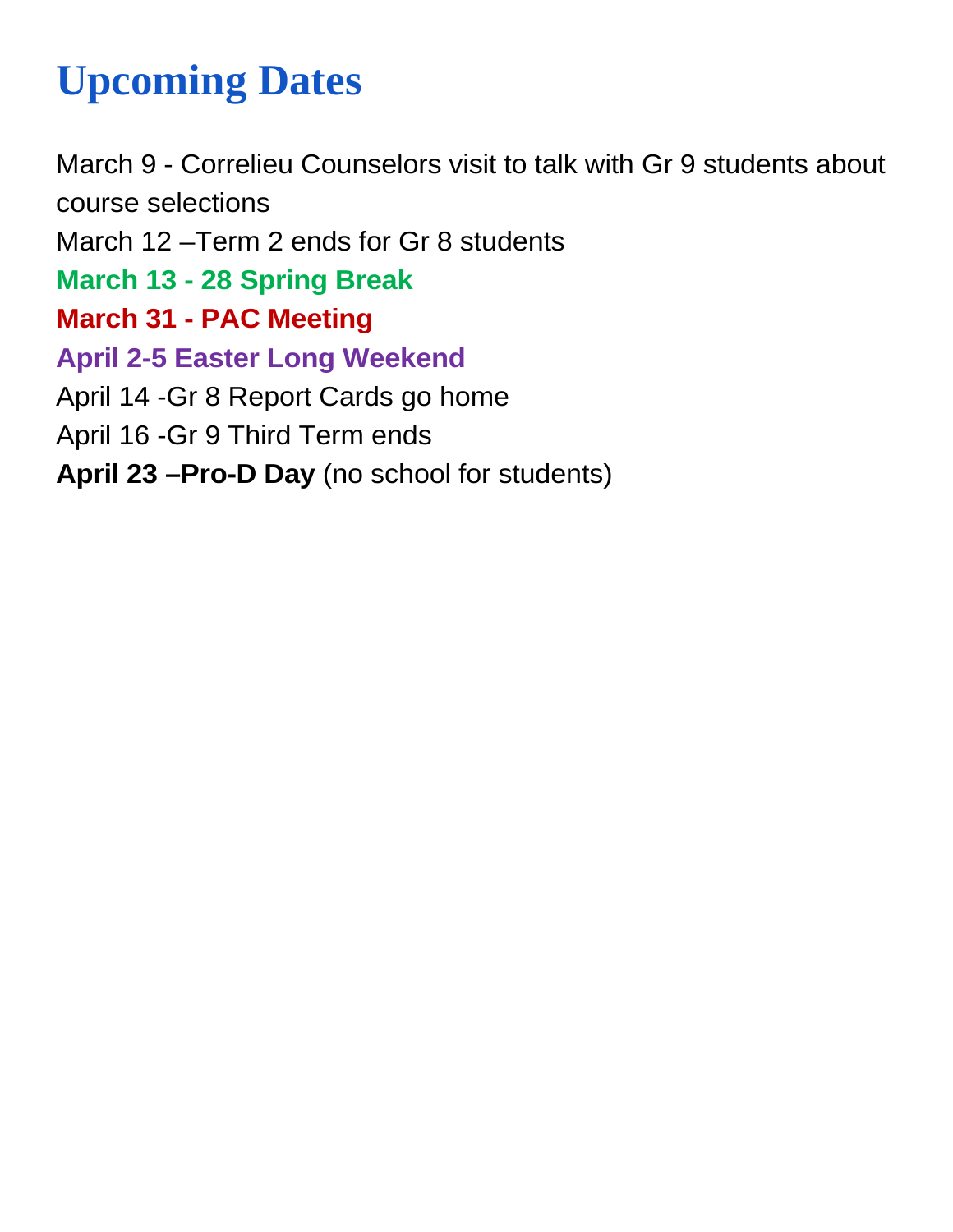# Upcoming Dates

March 9 - Correlieu Counselors visit to talk with Gr 9 students about course selections

March 12 –Term 2 ends for Gr 8 students

**March 13 - 28 Spring Break**

**March 31 - PAC Meeting**

**April 2-5 Easter Long Weekend**

April 14 -Gr 8 Report Cards go home

April 16 -Gr 9 Third Term ends

**April 23 –Pro-D Day** (no school for students)